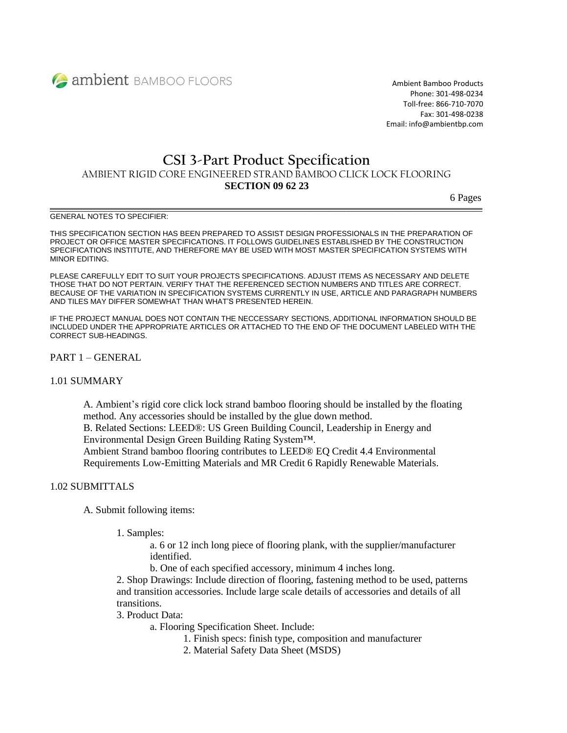ambient BAMBOO FLOORS

Ambient Bamboo Products
Phone: 301-498-0234
Toll-free: 866-710-7070
Fax: 301-498-0238
Email: info@ambientbp.com

# CSI 3-Part Product Specification

## AMBIENT RIGID CORE ENGINEERED STRAND BAMBOO CLICK LOCK FLOORING

**SECTION 09 62 23**

6 Pages

---

GENERAL NOTES TO SPECIFIER:

THIS SPECIFICATION SECTION HAS BEEN PREPARED TO ASSIST DESIGN PROFESSIONALS IN THE PREPARATION OF PROJECT OR OFFICE MASTER SPECIFICATIONS. IT FOLLOWS GUIDELINES ESTABLISHED BY THE CONSTRUCTION SPECIFICATIONS INSTITUTE, AND THEREFORE MAY BE USED WITH MOST MASTER SPECIFICATION SYSTEMS WITH MINOR EDITING.

PLEASE CAREFULLY EDIT TO SUIT YOUR PROJECTS SPECIFICATIONS. ADJUST ITEMS AS NECESSARY AND DELETE THOSE THAT DO NOT PERTAIN. VERIFY THAT THE REFERENCED SECTION NUMBERS AND TITLES ARE CORRECT. BECAUSE OF THE VARIATION IN SPECIFICATION SYSTEMS CURRENTLY IN USE, ARTICLE AND PARAGRAPH NUMBERS AND TILES MAY DIFFER SOMEWHAT THAN WHAT'S PRESENTED HEREIN.

IF THE PROJECT MANUAL DOES NOT CONTAIN THE NECCESSARY SECTIONS, ADDITIONAL INFORMATION SHOULD BE INCLUDED UNDER THE APPROPRIATE ARTICLES OR ATTACHED TO THE END OF THE DOCUMENT LABELED WITH THE CORRECT SUB-HEADINGS.

## PART 1 – GENERAL

### 1.01 SUMMARY

A. Ambient's rigid core click lock strand bamboo flooring should be installed by the floating method. Any accessories should be installed by the glue down method.
B. Related Sections: LEED®: US Green Building Council, Leadership in Energy and Environmental Design Green Building Rating System™.
Ambient Strand bamboo flooring contributes to LEED® EQ Credit 4.4 Environmental Requirements Low-Emitting Materials and MR Credit 6 Rapidly Renewable Materials.

### 1.02 SUBMITTALS

A. Submit following items:

1. Samples:
    a. 6 or 12 inch long piece of flooring plank, with the supplier/manufacturer identified.
    b. One of each specified accessory, minimum 4 inches long.
2. Shop Drawings: Include direction of flooring, fastening method to be used, patterns and transition accessories. Include large scale details of accessories and details of all transitions.
3. Product Data:
    a. Flooring Specification Sheet. Include:
        1. Finish specs: finish type, composition and manufacturer
        2. Material Safety Data Sheet (MSDS)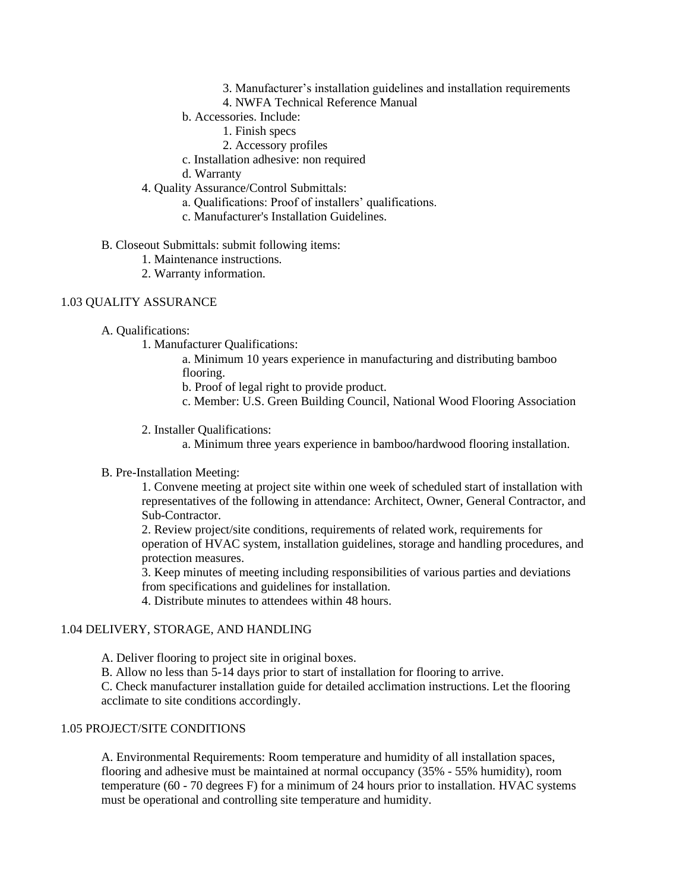3. Manufacturer's installation guidelines and installation requirements
4. NWFA Technical Reference Manual

b. Accessories. Include:

1. Finish specs
2. Accessory profiles

c. Installation adhesive: non required

d. Warranty

4. Quality Assurance/Control Submittals:

a. Qualifications: Proof of installers' qualifications.

c. Manufacturer's Installation Guidelines.

B. Closeout Submittals: submit following items:

1. Maintenance instructions.
2. Warranty information.

## 1.03 QUALITY ASSURANCE

A. Qualifications:

1. Manufacturer Qualifications:

a. Minimum 10 years experience in manufacturing and distributing bamboo flooring.

b. Proof of legal right to provide product.

c. Member: U.S. Green Building Council, National Wood Flooring Association

2. Installer Qualifications:

a. Minimum three years experience in bamboo/hardwood flooring installation.

B. Pre-Installation Meeting:

1. Convene meeting at project site within one week of scheduled start of installation with representatives of the following in attendance: Architect, Owner, General Contractor, and Sub-Contractor.
2. Review project/site conditions, requirements of related work, requirements for operation of HVAC system, installation guidelines, storage and handling procedures, and protection measures.
3. Keep minutes of meeting including responsibilities of various parties and deviations from specifications and guidelines for installation.
4. Distribute minutes to attendees within 48 hours.

## 1.04 DELIVERY, STORAGE, AND HANDLING

A. Deliver flooring to project site in original boxes.

B. Allow no less than 5-14 days prior to start of installation for flooring to arrive.

C. Check manufacturer installation guide for detailed acclimation instructions. Let the flooring acclimate to site conditions accordingly.

## 1.05 PROJECT/SITE CONDITIONS

A. Environmental Requirements: Room temperature and humidity of all installation spaces, flooring and adhesive must be maintained at normal occupancy (35% - 55% humidity), room temperature (60 - 70 degrees F) for a minimum of 24 hours prior to installation. HVAC systems must be operational and controlling site temperature and humidity.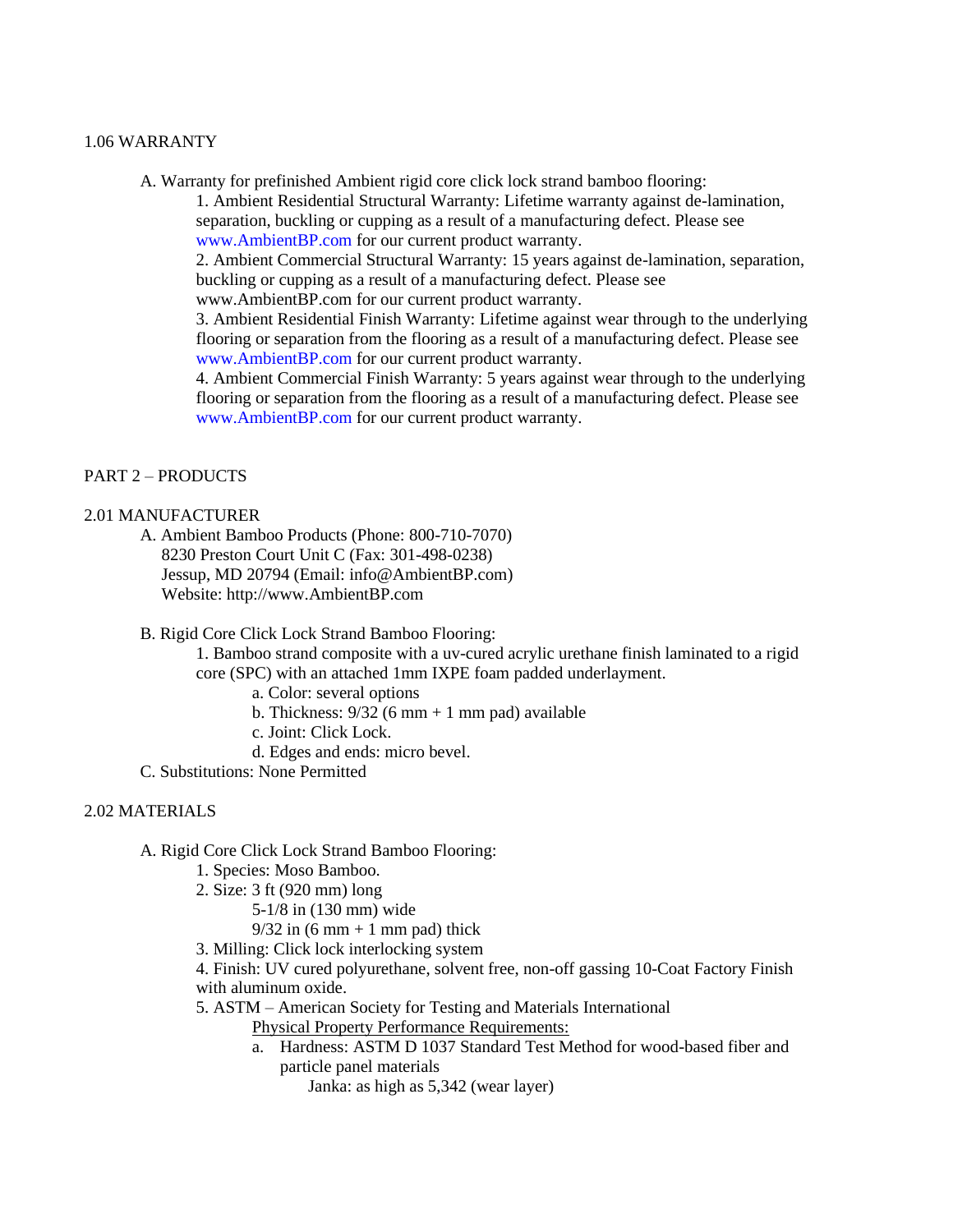## 1.06 WARRANTY

A. Warranty for prefinished Ambient rigid core click lock strand bamboo flooring:

1. Ambient Residential Structural Warranty: Lifetime warranty against de-lamination, separation, buckling or cupping as a result of a manufacturing defect. Please see www.AmbientBP.com for our current product warranty.
2. Ambient Commercial Structural Warranty: 15 years against de-lamination, separation, buckling or cupping as a result of a manufacturing defect. Please see www.AmbientBP.com for our current product warranty.
3. Ambient Residential Finish Warranty: Lifetime against wear through to the underlying flooring or separation from the flooring as a result of a manufacturing defect. Please see www.AmbientBP.com for our current product warranty.
4. Ambient Commercial Finish Warranty: 5 years against wear through to the underlying flooring or separation from the flooring as a result of a manufacturing defect. Please see www.AmbientBP.com for our current product warranty.

# PART 2 – PRODUCTS

## 2.01 MANUFACTURER

A. Ambient Bamboo Products (Phone: 800-710-7070)
8230 Preston Court Unit C (Fax: 301-498-0238)
Jessup, MD 20794 (Email: info@AmbientBP.com)
Website: http://www.AmbientBP.com

B. Rigid Core Click Lock Strand Bamboo Flooring:

1. Bamboo strand composite with a uv-cured acrylic urethane finish laminated to a rigid core (SPC) with an attached 1mm IXPE foam padded underlayment.
    a. Color: several options
    b. Thickness: 9/32 (6 mm + 1 mm pad) available
    c. Joint: Click Lock.
    d. Edges and ends: micro bevel.

C. Substitutions: None Permitted

## 2.02 MATERIALS

A. Rigid Core Click Lock Strand Bamboo Flooring:

1. Species: Moso Bamboo.
2. Size: 3 ft (920 mm) long
    5-1/8 in (130 mm) wide
    9/32 in (6 mm + 1 mm pad) thick
3. Milling: Click lock interlocking system
4. Finish: UV cured polyurethane, solvent free, non-off gassing 10-Coat Factory Finish with aluminum oxide.
5. ASTM – American Society for Testing and Materials International
    Physical Property Performance Requirements:
    a. Hardness: ASTM D 1037 Standard Test Method for wood-based fiber and particle panel materials
        Janka: as high as 5,342 (wear layer)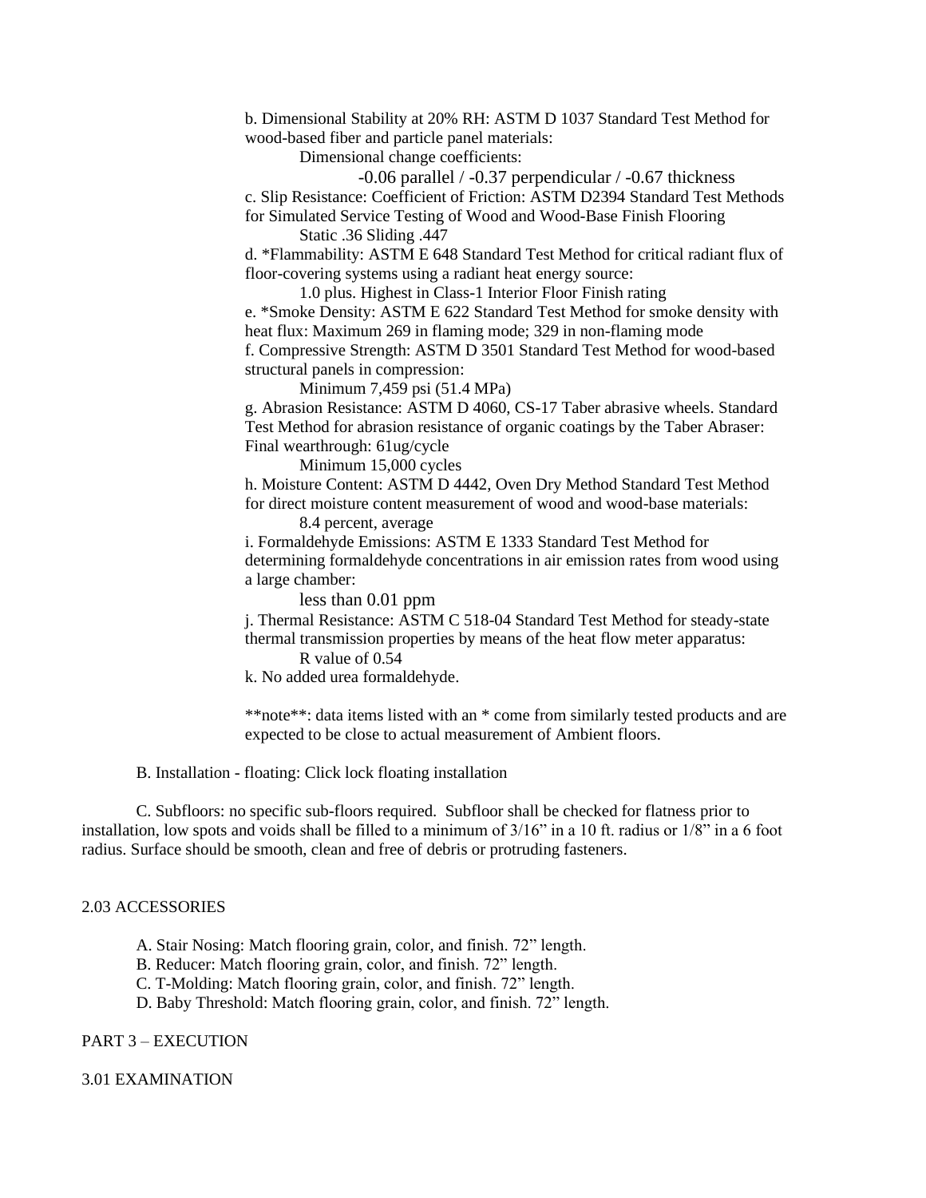b. Dimensional Stability at 20% RH: ASTM D 1037 Standard Test Method for wood-based fiber and particle panel materials:

Dimensional change coefficients:

-0.06 parallel / -0.37 perpendicular / -0.67 thickness

c. Slip Resistance: Coefficient of Friction: ASTM D2394 Standard Test Methods for Simulated Service Testing of Wood and Wood-Base Finish Flooring

Static .36 Sliding .447

d. *Flammability: ASTM E 648 Standard Test Method for critical radiant flux of floor-covering systems using a radiant heat energy source:

1.0 plus. Highest in Class-1 Interior Floor Finish rating

e. *Smoke Density: ASTM E 622 Standard Test Method for smoke density with heat flux: Maximum 269 in flaming mode; 329 in non-flaming mode

f. Compressive Strength: ASTM D 3501 Standard Test Method for wood-based structural panels in compression:

Minimum 7,459 psi (51.4 MPa)

g. Abrasion Resistance: ASTM D 4060, CS-17 Taber abrasive wheels. Standard Test Method for abrasion resistance of organic coatings by the Taber Abraser: Final wearthrough: 61ug/cycle

Minimum 15,000 cycles

h. Moisture Content: ASTM D 4442, Oven Dry Method Standard Test Method for direct moisture content measurement of wood and wood-base materials:

8.4 percent, average

i. Formaldehyde Emissions: ASTM E 1333 Standard Test Method for determining formaldehyde concentrations in air emission rates from wood using a large chamber:

less than 0.01 ppm

j. Thermal Resistance: ASTM C 518-04 Standard Test Method for steady-state thermal transmission properties by means of the heat flow meter apparatus:

R value of 0.54

k. No added urea formaldehyde.

**note**: data items listed with an * come from similarly tested products and are expected to be close to actual measurement of Ambient floors.

B. Installation - floating: Click lock floating installation

C. Subfloors: no specific sub-floors required. Subfloor shall be checked for flatness prior to installation, low spots and voids shall be filled to a minimum of 3/16" in a 10 ft. radius or 1/8" in a 6 foot radius. Surface should be smooth, clean and free of debris or protruding fasteners.

## 2.03 ACCESSORIES

A. Stair Nosing: Match flooring grain, color, and finish. 72" length.
B. Reducer: Match flooring grain, color, and finish. 72" length.
C. T-Molding: Match flooring grain, color, and finish. 72" length.
D. Baby Threshold: Match flooring grain, color, and finish. 72" length.

# PART 3 – EXECUTION

## 3.01 EXAMINATION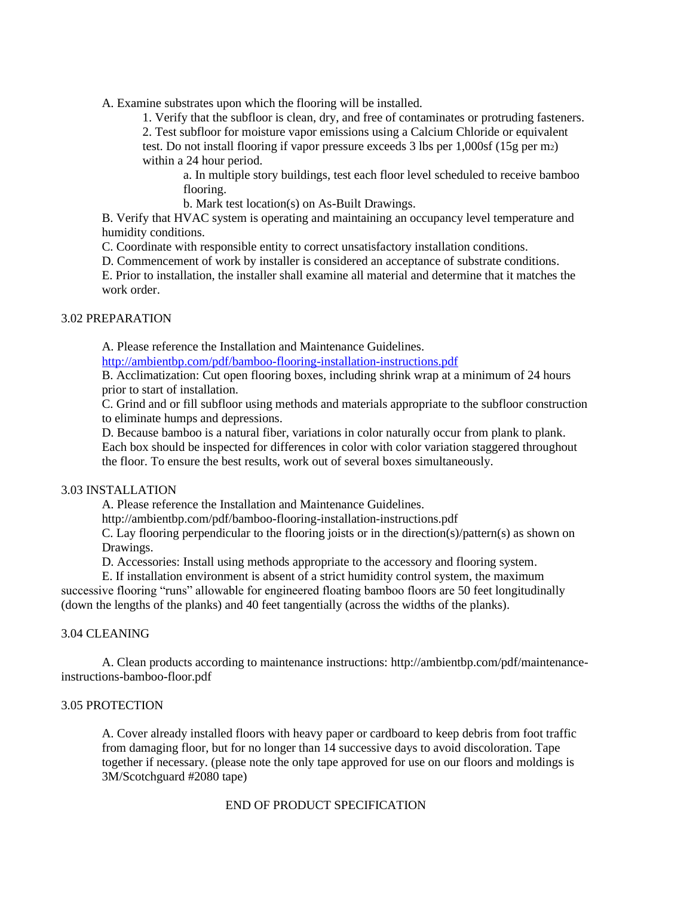A. Examine substrates upon which the flooring will be installed.

1. Verify that the subfloor is clean, dry, and free of contaminates or protruding fasteners.
2. Test subfloor for moisture vapor emissions using a Calcium Chloride or equivalent test. Do not install flooring if vapor pressure exceeds 3 lbs per 1,000sf (15g per $m_2$) within a 24 hour period.
    a. In multiple story buildings, test each floor level scheduled to receive bamboo flooring.
    b. Mark test location(s) on As-Built Drawings.

B. Verify that HVAC system is operating and maintaining an occupancy level temperature and humidity conditions.

C. Coordinate with responsible entity to correct unsatisfactory installation conditions.

D. Commencement of work by installer is considered an acceptance of substrate conditions.

E. Prior to installation, the installer shall examine all material and determine that it matches the work order.

## 3.02 PREPARATION

A. Please reference the Installation and Maintenance Guidelines.
http://ambientbp.com/pdf/bamboo-flooring-installation-instructions.pdf

B. Acclimatization: Cut open flooring boxes, including shrink wrap at a minimum of 24 hours prior to start of installation.

C. Grind and or fill subfloor using methods and materials appropriate to the subfloor construction to eliminate humps and depressions.

D. Because bamboo is a natural fiber, variations in color naturally occur from plank to plank. Each box should be inspected for differences in color with color variation staggered throughout the floor. To ensure the best results, work out of several boxes simultaneously.

## 3.03 INSTALLATION

A. Please reference the Installation and Maintenance Guidelines.
http://ambientbp.com/pdf/bamboo-flooring-installation-instructions.pdf

C. Lay flooring perpendicular to the flooring joists or in the direction(s)/pattern(s) as shown on Drawings.

D. Accessories: Install using methods appropriate to the accessory and flooring system.

E. If installation environment is absent of a strict humidity control system, the maximum successive flooring "runs" allowable for engineered floating bamboo floors are 50 feet longitudinally (down the lengths of the planks) and 40 feet tangentially (across the widths of the planks).

## 3.04 CLEANING

A. Clean products according to maintenance instructions: http://ambientbp.com/pdf/maintenance-instructions-bamboo-floor.pdf

## 3.05 PROTECTION

A. Cover already installed floors with heavy paper or cardboard to keep debris from foot traffic from damaging floor, but for no longer than 14 successive days to avoid discoloration. Tape together if necessary. (please note the only tape approved for use on our floors and moldings is 3M/Scotchguard #2080 tape)

END OF PRODUCT SPECIFICATION